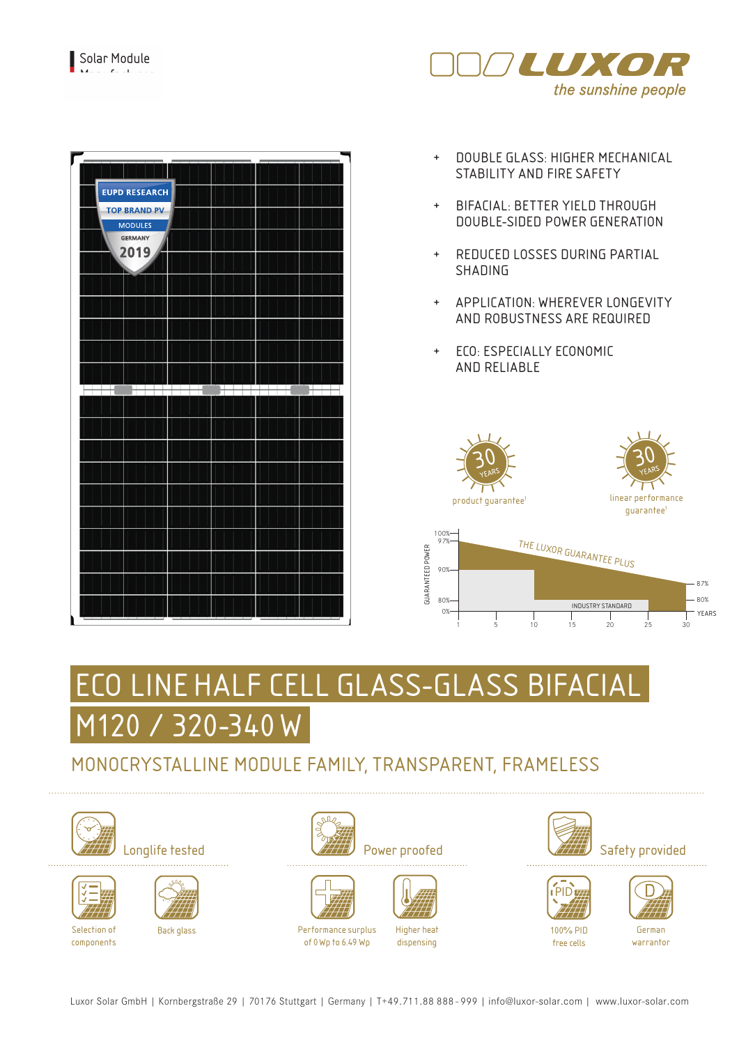Solar Module Manufacturer

LUXOR
*the sunshine people*

EUPD RESEARCH TOP BRAND PV MODULES GERMANY 2019

- DOUBLE GLASS: HIGHER MECHANICAL STABILITY AND FIRE SAFETY
- BIFACIAL: BETTER YIELD THROUGH DOUBLE-SIDED POWER GENERATION
- REDUCED LOSSES DURING PARTIAL SHADING
- APPLICATION: WHEREVER LONGEVITY AND ROBUSTNESS ARE REQUIRED
- ECO: ESPECIALLY ECONOMIC AND RELIABLE

30 YEARS product guarantee[1]

30 YEARS linear performance guarantee[1]

THE LUXOR GUARANTEE PLUS

INDUSTRY STANDARD

GUARANTEED POWER: 100%, 97%, 90%, 87%, 80%, 0%

YEARS: 1, 5, 10, 15, 20, 25, 30

# ECO LINE HALF CELL GLASS-GLASS BIFACIAL M120 / 320-340 W

## MONOCRYSTALLINE MODULE FAMILY, TRANSPARENT, FRAMELESS

### Longlife tested

- Selection of components
- Back glass

### Power proofed

- Performance surplus of 0 Wp to 6.49 Wp
- Higher heat dispensing

### Safety provided

- 100% PID free cells
- German warrantor

Luxor Solar GmbH | Kornbergstraße 29 | 70176 Stuttgart | Germany | T+49.711.88 888 - 999 | info@luxor-solar.com | www.luxor-solar.com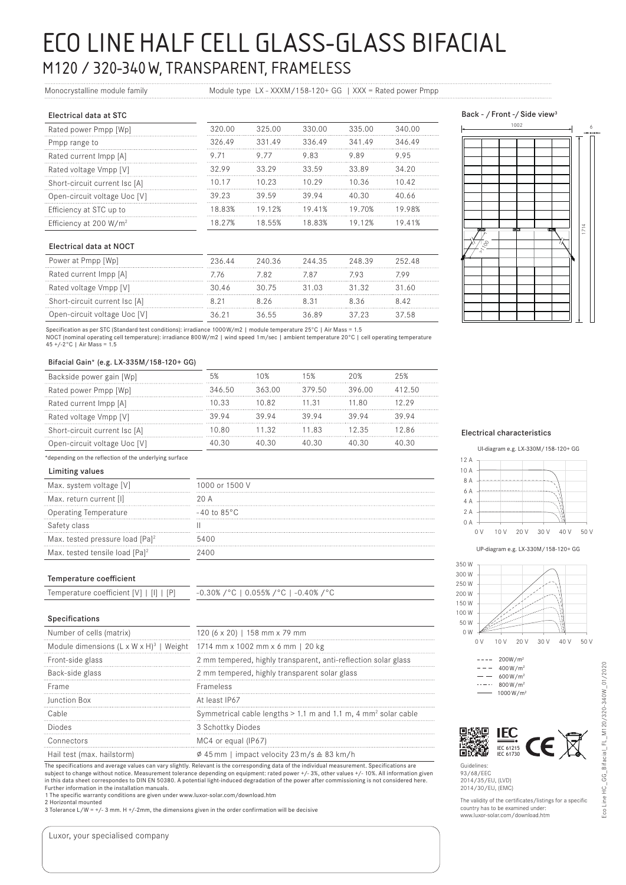# ECO LINE HALF CELL GLASS-GLASS BIFACIAL

## M120 / 320-340 W, TRANSPARENT, FRAMELESS

Monocrystalline module family

Module type LX - XXXM/158-120+ GG | XXX = Rated power Pmpp

### Electrical data at STC

| Electrical data at STC | | | | | |
|---|---|---|---|---|---|
| Rated power Pmpp [Wp] | 320.00 | 325.00 | 330.00 | 335.00 | 340.00 |
| Pmpp range to | 326.49 | 331.49 | 336.49 | 341.49 | 346.49 |
| Rated current Impp [A] | 9.71 | 9.77 | 9.83 | 9.89 | 9.95 |
| Rated voltage Vmpp [V] | 32.99 | 33.29 | 33.59 | 33.89 | 34.20 |
| Short-circuit current Isc [A] | 10.17 | 10.23 | 10.29 | 10.36 | 10.42 |
| Open-circuit voltage Uoc [V] | 39.23 | 39.59 | 39.94 | 40.30 | 40.66 |
| Efficiency at STC up to | 18.83% | 19.12% | 19.41% | 19.70% | 19.98% |
| Efficiency at 200 W/m² | 18.27% | 18.55% | 18.83% | 19.12% | 19.41% |

### Electrical data at NOCT

| Electrical data at NOCT | | | | | |
|---|---|---|---|---|---|
| Power at Pmpp [Wp] | 236.44 | 240.36 | 244.35 | 248.39 | 252.48 |
| Rated current Impp [A] | 7.76 | 7.82 | 7.87 | 7.93 | 7.99 |
| Rated voltage Vmpp [V] | 30.46 | 30.75 | 31.03 | 31.32 | 31.60 |
| Short-circuit current Isc [A] | 8.21 | 8.26 | 8.31 | 8.36 | 8.42 |
| Open-circuit voltage Uoc [V] | 36.21 | 36.55 | 36.89 | 37.23 | 37.58 |

Specification as per STC (Standard test conditions): irradiance 1000 W/m2 | module temperature 25°C | Air Mass = 1.5
NOCT (nominal operating cell temperature): irradiance 800 W/m2 | wind speed 1 m/sec | ambient temperature 20°C | cell operating temperature 45 +/-2°C | Air Mass = 1.5

### Bifacial Gain* (e.g. LX-335M/158-120+ GG)

| Bifacial Gain | | | | | |
|---|---|---|---|---|---|
| Backside power gain [Wp] | 5% | 10% | 15% | 20% | 25% |
| Rated power Pmpp [Wp] | 346.50 | 363.00 | 379.50 | 396.00 | 412.50 |
| Rated current Impp [A] | 10.33 | 10.82 | 11.31 | 11.80 | 12.29 |
| Rated voltage Vmpp [V] | 39.94 | 39.94 | 39.94 | 39.94 | 39.94 |
| Short-circuit current Isc [A] | 10.80 | 11.32 | 11.83 | 12.35 | 12.86 |
| Open-circuit voltage Uoc [V] | 40.30 | 40.30 | 40.30 | 40.30 | 40.30 |

*depending on the reflection of the underlying surface

### Limiting values

| Limiting values | |
|---|---|
| Max. system voltage [V] | 1000 or 1500 V |
| Max. return current [I] | 20 A |
| Operating Temperature | -40 to 85°C |
| Safety class | II |
| Max. tested pressure load [Pa][2] | 5400 |
| Max. tested tensile load [Pa][2] | 2400 |

### Temperature coefficient

| Temperature coefficient | |
|---|---|
| Temperature coefficient [V] \| [I] \| [P] | -0.30% /°C \| 0.055% /°C \| -0.40% /°C |

### Specifications

| Specifications | |
|---|---|
| Number of cells (matrix) | 120 (6 x 20) \| 158 mm x 79 mm |
| Module dimensions (L x W x H)[3] \| Weight | 1714 mm x 1002 mm x 6 mm \| 20 kg |
| Front-side glass | 2 mm tempered, highly transparent, anti-reflection solar glass |
| Back-side glass | 2 mm tempered, highly transparent solar glass |
| Frame | Frameless |
| Junction Box | At least IP67 |
| Cable | Symmetrical cable lengths > 1.1 m and 1.1 m, 4 mm² solar cable |
| Diodes | 3 Schottky Diodes |
| Connectors | MC4 or equal (IP67) |
| Hail test (max. hailstorm) | Ø 45 mm \| impact velocity 23 m/s ≙ 83 km/h |

The specifications and average values can vary slightly. Relevant is the corresponding data of the individual measurement. Specifications are subject to change without notice. Measurement tolerance depending on equipment: rated power +/- 3%, other values +/- 10%. All information given in this data sheet correspondes to DIN EN 50380. A potential light-induced degradation of the power after commissioning is not considered here. Further information in the installation manuals.

1 The specific warranty conditions are given under www.luxor-solar.com/download.htm
2 Horizontal mounted
3 Tolerance L/W = +/- 3 mm. H +/-2mm, the dimensions given in the order confirmation will be decisive

### Back - / Front -/ Side view[3]

1002
6
1714
>1100

### Electrical characteristics

UI-diagram e.g. LX-330M/158-120+ GG

12 A
10 A
8 A
6 A
4 A
2 A
0 A
0 V 10 V 20 V 30 V 40 V 50 V

UP-diagram e.g. LX-330M/158-120+ GG

350 W
300 W
250 W
200 W
150 W
100 W
50 W
0 W
0 V 10 V 20 V 30 V 40 V 50 V

200 W/m²
400 W/m²
600 W/m²
800 W/m²
1000 W/m²

IEC 61215
IEC 61730

Guidelines:
93/68/EEC
2014/35/EU, (LVD)
2014/30/EU, (EMC)

The validity of the certificates/listings for a specific country has to be examined under: www.luxor-solar.com/download.htm

Eco Line HC_GG_Bifacial_FL_M120/320-340W_01/2020

Luxor, your specialised company